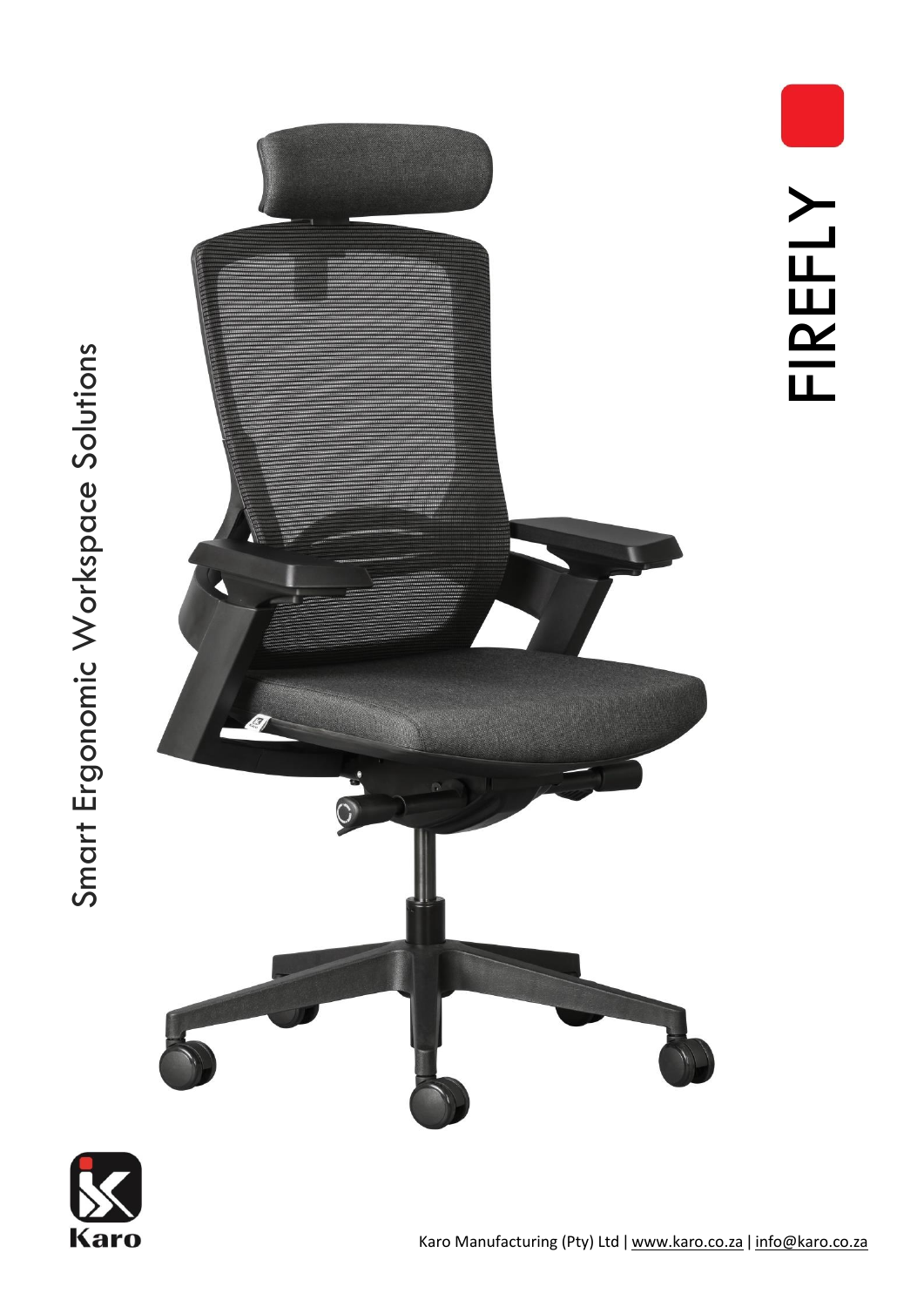# FIREFLY

Smart Ergonomic Workspace Solutions

Karo

Karo Manufacturing (Pty) Ltd | www.karo.co.za | info@karo.co.za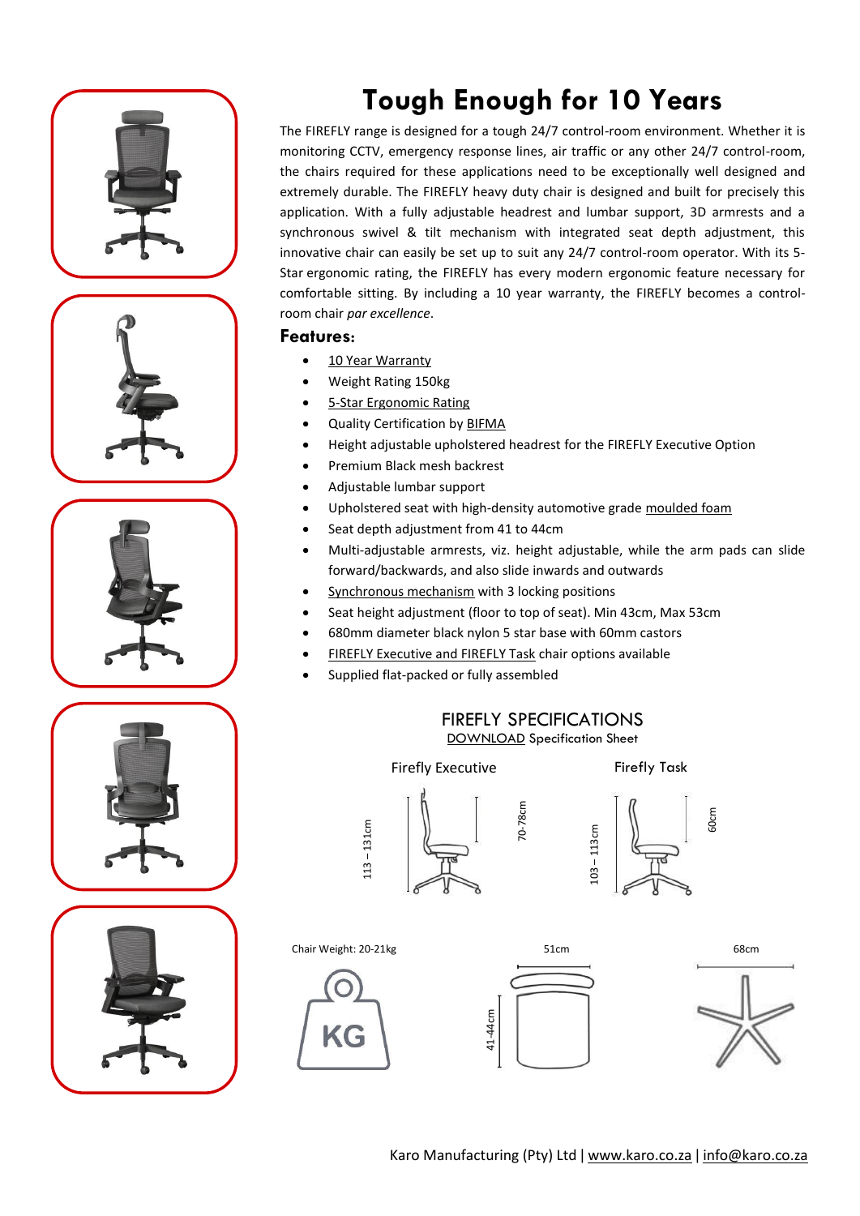# Tough Enough for 10 Years

The FIREFLY range is designed for a tough 24/7 control-room environment. Whether it is monitoring CCTV, emergency response lines, air traffic or any other 24/7 control-room, the chairs required for these applications need to be exceptionally well designed and extremely durable. The FIREFLY heavy duty chair is designed and built for precisely this application. With a fully adjustable headrest and lumbar support, 3D armrests and a synchronous swivel & tilt mechanism with integrated seat depth adjustment, this innovative chair can easily be set up to suit any 24/7 control-room operator. With its 5-Star ergonomic rating, the FIREFLY has every modern ergonomic feature necessary for comfortable sitting. By including a 10 year warranty, the FIREFLY becomes a control-room chair *par excellence*.

## Features:

- 10 Year Warranty
- Weight Rating 150kg
- 5-Star Ergonomic Rating
- Quality Certification by BIFMA
- Height adjustable upholstered headrest for the FIREFLY Executive Option
- Premium Black mesh backrest
- Adjustable lumbar support
- Upholstered seat with high-density automotive grade moulded foam
- Seat depth adjustment from 41 to 44cm
- Multi-adjustable armrests, viz. height adjustable, while the arm pads can slide forward/backwards, and also slide inwards and outwards
- Synchronous mechanism with 3 locking positions
- Seat height adjustment (floor to top of seat). Min 43cm, Max 53cm
- 680mm diameter black nylon 5 star base with 60mm castors
- FIREFLY Executive and FIREFLY Task chair options available
- Supplied flat-packed or fully assembled

## FIREFLY SPECIFICATIONS

DOWNLOAD Specification Sheet

Firefly Executive

113 – 131cm

70-78cm

Firefly Task

103 – 113cm

60cm

Chair Weight: 20-21kg

KG

51cm

41-44cm

68cm

Karo Manufacturing (Pty) Ltd | www.karo.co.za | info@karo.co.za